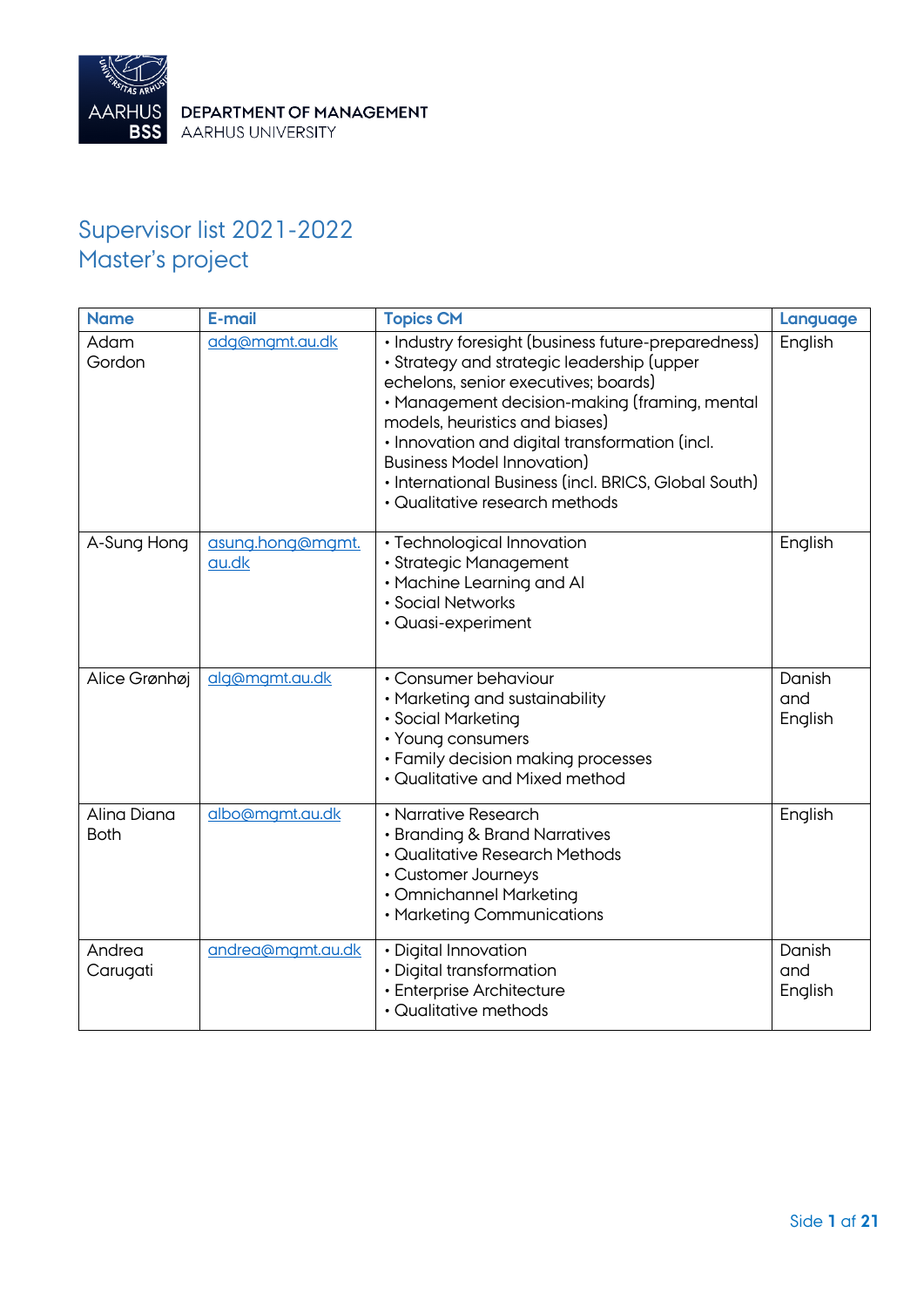DEPARTMENT OF MANAGEMENT
AARHUS UNIVERSITY

# Supervisor list 2021-2022
## Master's project

| Name | E-mail | Topics CM | Language |
|---|---|---|---|
| Adam Gordon | adg@mgmt.au.dk | • Industry foresight (business future-preparedness)<br>• Strategy and strategic leadership (upper echelons, senior executives; boards)<br>• Management decision-making (framing, mental models, heuristics and biases)<br>• Innovation and digital transformation (incl. Business Model Innovation)<br>• International Business (incl. BRICS, Global South)<br>• Qualitative research methods | English |
| A-Sung Hong | asung.hong@mgmt.au.dk | • Technological Innovation<br>• Strategic Management<br>• Machine Learning and AI<br>• Social Networks<br>• Quasi-experiment | English |
| Alice Grønhøj | alg@mgmt.au.dk | • Consumer behaviour<br>• Marketing and sustainability<br>• Social Marketing<br>• Young consumers<br>• Family decision making processes<br>• Qualitative and Mixed method | Danish and English |
| Alina Diana Both | albo@mgmt.au.dk | • Narrative Research<br>• Branding & Brand Narratives<br>• Qualitative Research Methods<br>• Customer Journeys<br>• Omnichannel Marketing<br>• Marketing Communications | English |
| Andrea Carugati | andrea@mgmt.au.dk | • Digital Innovation<br>• Digital transformation<br>• Enterprise Architecture<br>• Qualitative methods | Danish and English |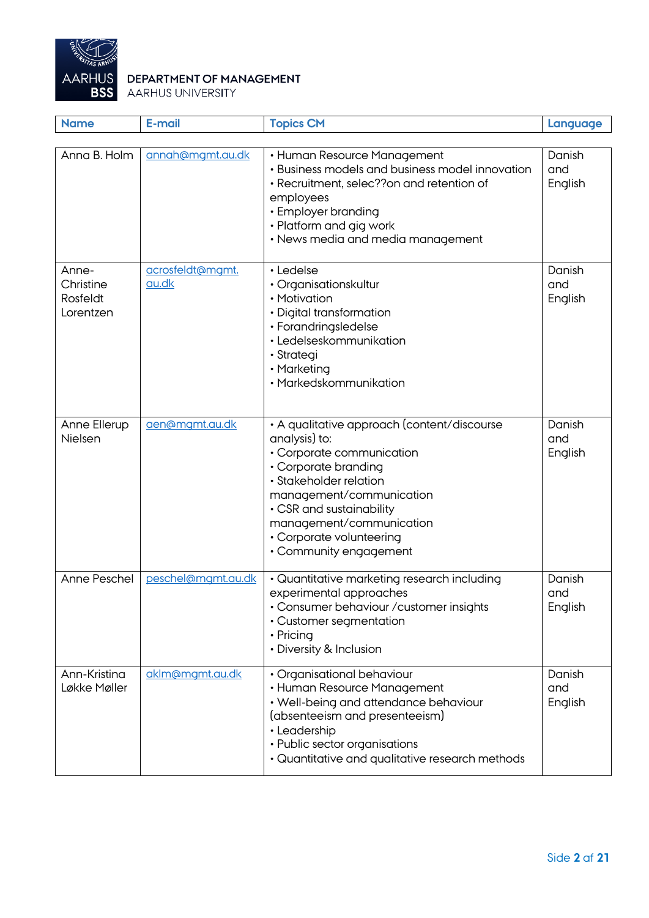DEPARTMENT OF MANAGEMENT
AARHUS UNIVERSITY

| Name | E-mail | Topics CM | Language |
|---|---|---|---|
| Anna B. Holm | annah@mgmt.au.dk | • Human Resource Management<br>• Business models and business model innovation<br>• Recruitment, selec??on and retention of employees<br>• Employer branding<br>• Platform and gig work<br>• News media and media management | Danish and English |
| Anne-Christine Rosfeldt Lorentzen | acrosfeldt@mgmt.au.dk | • Ledelse<br>• Organisationskultur<br>• Motivation<br>• Digital transformation<br>• Forandringsledelse<br>• Ledelseskommunikation<br>• Strategi<br>• Marketing<br>• Markedskommunikation | Danish and English |
| Anne Ellerup Nielsen | aen@mgmt.au.dk | • A qualitative approach (content/discourse analysis) to:<br>• Corporate communication<br>• Corporate branding<br>• Stakeholder relation management/communication<br>• CSR and sustainability management/communication<br>• Corporate volunteering<br>• Community engagement | Danish and English |
| Anne Peschel | peschel@mgmt.au.dk | • Quantitative marketing research including experimental approaches<br>• Consumer behaviour /customer insights<br>• Customer segmentation<br>• Pricing<br>• Diversity & Inclusion | Danish and English |
| Ann-Kristina Løkke Møller | aklm@mgmt.au.dk | • Organisational behaviour<br>• Human Resource Management<br>• Well-being and attendance behaviour (absenteeism and presenteeism)<br>• Leadership<br>• Public sector organisations<br>• Quantitative and qualitative research methods | Danish and English |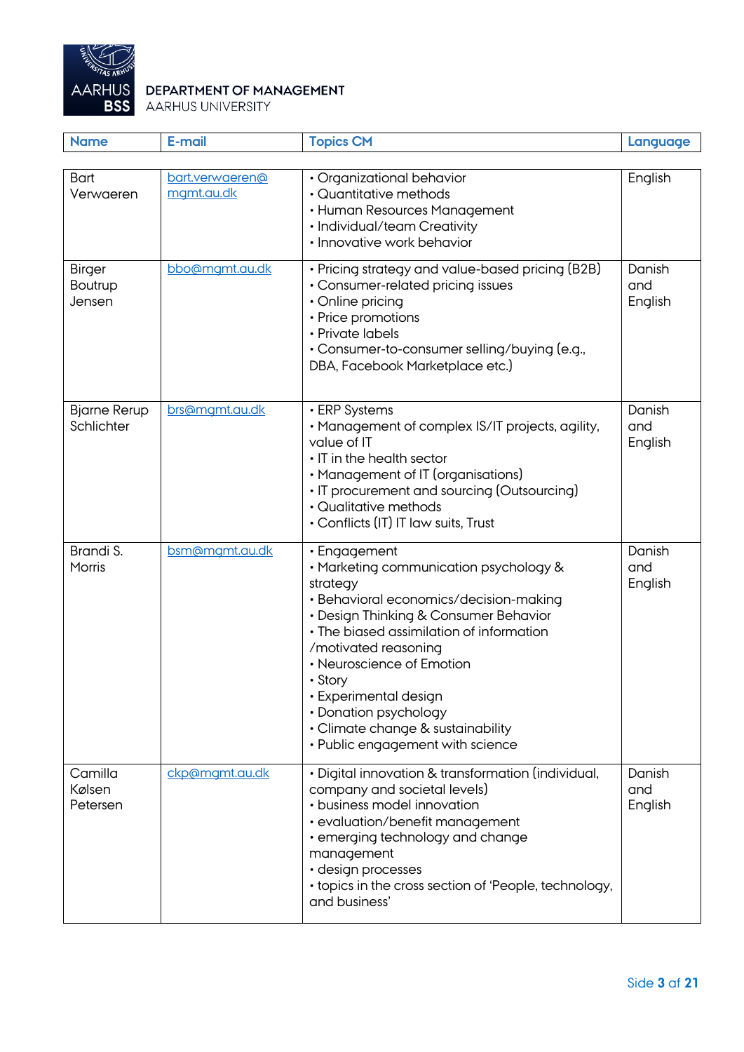**DEPARTMENT OF MANAGEMENT**
AARHUS UNIVERSITY

| Name | E-mail | Topics CM | Language |
|---|---|---|---|
| Bart Verwaeren | bart.verwaeren@mgmt.au.dk | • Organizational behavior<br>• Quantitative methods<br>• Human Resources Management<br>• Individual/team Creativity<br>• Innovative work behavior | English |
| Birger Boutrup Jensen | bbo@mgmt.au.dk | • Pricing strategy and value-based pricing (B2B)<br>• Consumer-related pricing issues<br>• Online pricing<br>• Price promotions<br>• Private labels<br>• Consumer-to-consumer selling/buying (e.g., DBA, Facebook Marketplace etc.) | Danish and English |
| Bjarne Rerup Schlichter | brs@mgmt.au.dk | • ERP Systems<br>• Management of complex IS/IT projects, agility, value of IT<br>• IT in the health sector<br>• Management of IT (organisations)<br>• IT procurement and sourcing (Outsourcing)<br>• Qualitative methods<br>• Conflicts (IT) IT law suits, Trust | Danish and English |
| Brandi S. Morris | bsm@mgmt.au.dk | • Engagement<br>• Marketing communication psychology & strategy<br>• Behavioral economics/decision-making<br>• Design Thinking & Consumer Behavior<br>• The biased assimilation of information /motivated reasoning<br>• Neuroscience of Emotion<br>• Story<br>• Experimental design<br>• Donation psychology<br>• Climate change & sustainability<br>• Public engagement with science | Danish and English |
| Camilla Kølsen Petersen | ckp@mgmt.au.dk | • Digital innovation & transformation (individual, company and societal levels)<br>• business model innovation<br>• evaluation/benefit management<br>• emerging technology and change management<br>• design processes<br>• topics in the cross section of 'People, technology, and business' | Danish and English |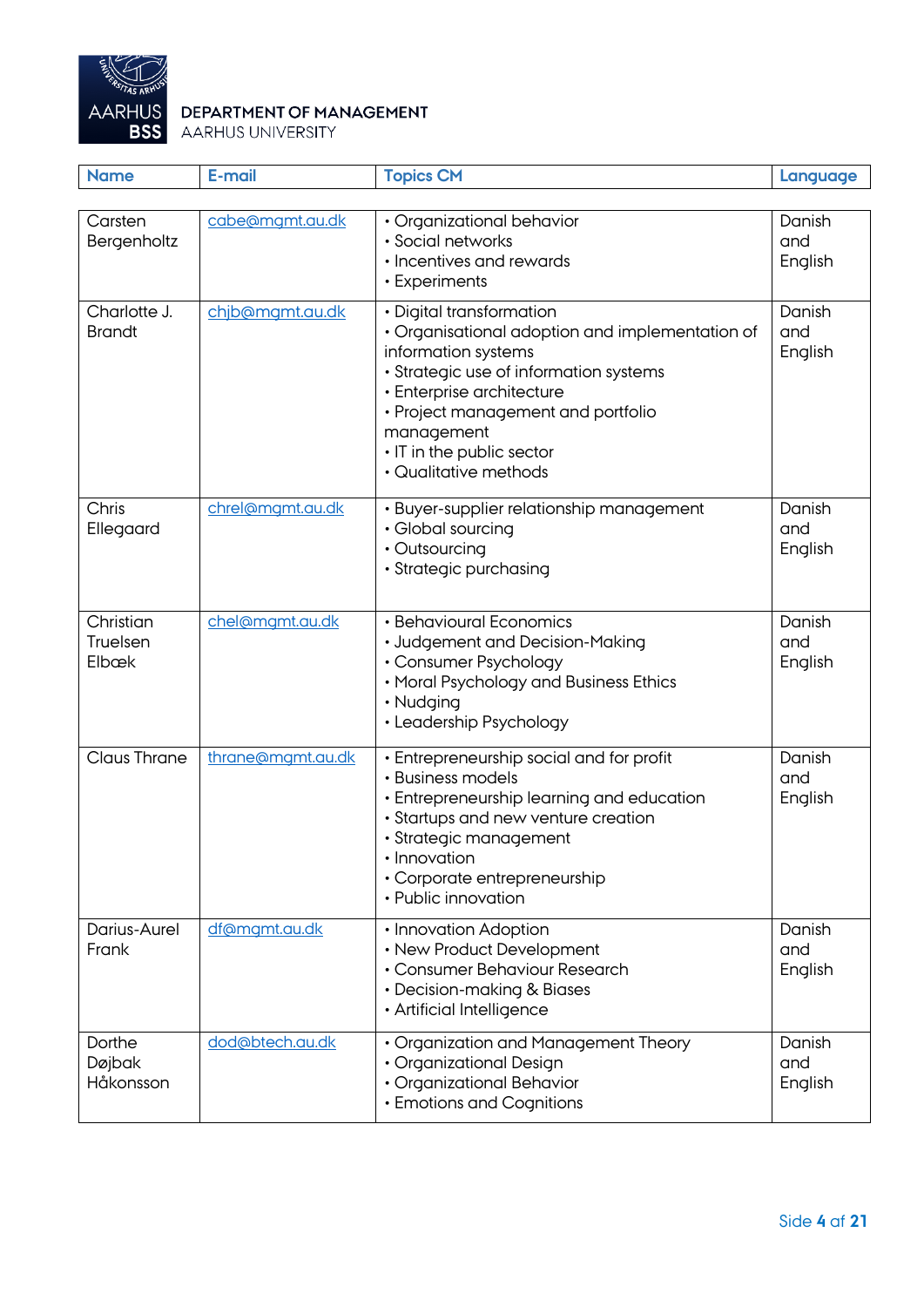DEPARTMENT OF MANAGEMENT
AARHUS UNIVERSITY

| Name | E-mail | Topics CM | Language |
|---|---|---|---|
| Carsten Bergenholtz | cabe@mgmt.au.dk | • Organizational behavior<br>• Social networks<br>• Incentives and rewards<br>• Experiments | Danish and English |
| Charlotte J. Brandt | chjb@mgmt.au.dk | • Digital transformation<br>• Organisational adoption and implementation of information systems<br>• Strategic use of information systems<br>• Enterprise architecture<br>• Project management and portfolio management<br>• IT in the public sector<br>• Qualitative methods | Danish and English |
| Chris Ellegaard | chrel@mgmt.au.dk | • Buyer-supplier relationship management<br>• Global sourcing<br>• Outsourcing<br>• Strategic purchasing | Danish and English |
| Christian Truelsen Elbæk | chel@mgmt.au.dk | • Behavioural Economics<br>• Judgement and Decision-Making<br>• Consumer Psychology<br>• Moral Psychology and Business Ethics<br>• Nudging<br>• Leadership Psychology | Danish and English |
| Claus Thrane | thrane@mgmt.au.dk | • Entrepreneurship social and for profit<br>• Business models<br>• Entrepreneurship learning and education<br>• Startups and new venture creation<br>• Strategic management<br>• Innovation<br>• Corporate entrepreneurship<br>• Public innovation | Danish and English |
| Darius-Aurel Frank | df@mgmt.au.dk | • Innovation Adoption<br>• New Product Development<br>• Consumer Behaviour Research<br>• Decision-making & Biases<br>• Artificial Intelligence | Danish and English |
| Dorthe Døjbak Håkonsson | dod@btech.au.dk | • Organization and Management Theory<br>• Organizational Design<br>• Organizational Behavior<br>• Emotions and Cognitions | Danish and English |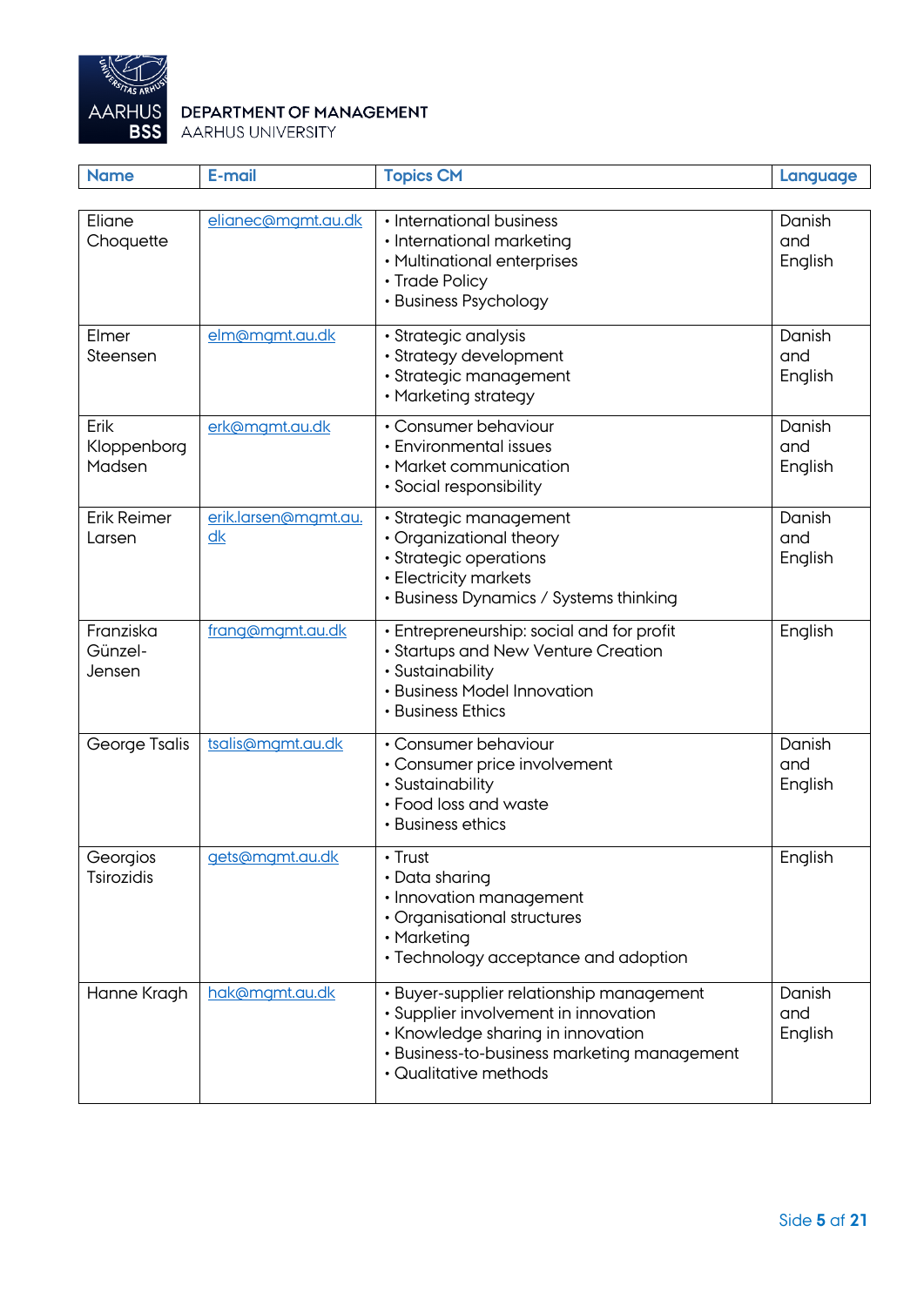DEPARTMENT OF MANAGEMENT
AARHUS UNIVERSITY

| Name | E-mail | Topics CM | Language |
|---|---|---|---|
| Eliane Choquette | elianec@mgmt.au.dk | • International business<br>• International marketing<br>• Multinational enterprises<br>• Trade Policy<br>• Business Psychology | Danish and English |
| Elmer Steensen | elm@mgmt.au.dk | • Strategic analysis<br>• Strategy development<br>• Strategic management<br>• Marketing strategy | Danish and English |
| Erik Kloppenborg Madsen | erk@mgmt.au.dk | • Consumer behaviour<br>• Environmental issues<br>• Market communication<br>• Social responsibility | Danish and English |
| Erik Reimer Larsen | erik.larsen@mgmt.au.dk | • Strategic management<br>• Organizational theory<br>• Strategic operations<br>• Electricity markets<br>• Business Dynamics / Systems thinking | Danish and English |
| Franziska Günzel-Jensen | frang@mgmt.au.dk | • Entrepreneurship: social and for profit<br>• Startups and New Venture Creation<br>• Sustainability<br>• Business Model Innovation<br>• Business Ethics | English |
| George Tsalis | tsalis@mgmt.au.dk | • Consumer behaviour<br>• Consumer price involvement<br>• Sustainability<br>• Food loss and waste<br>• Business ethics | Danish and English |
| Georgios Tsirozidis | gets@mgmt.au.dk | • Trust<br>• Data sharing<br>• Innovation management<br>• Organisational structures<br>• Marketing<br>• Technology acceptance and adoption | English |
| Hanne Kragh | hak@mgmt.au.dk | • Buyer-supplier relationship management<br>• Supplier involvement in innovation<br>• Knowledge sharing in innovation<br>• Business-to-business marketing management<br>• Qualitative methods | Danish and English |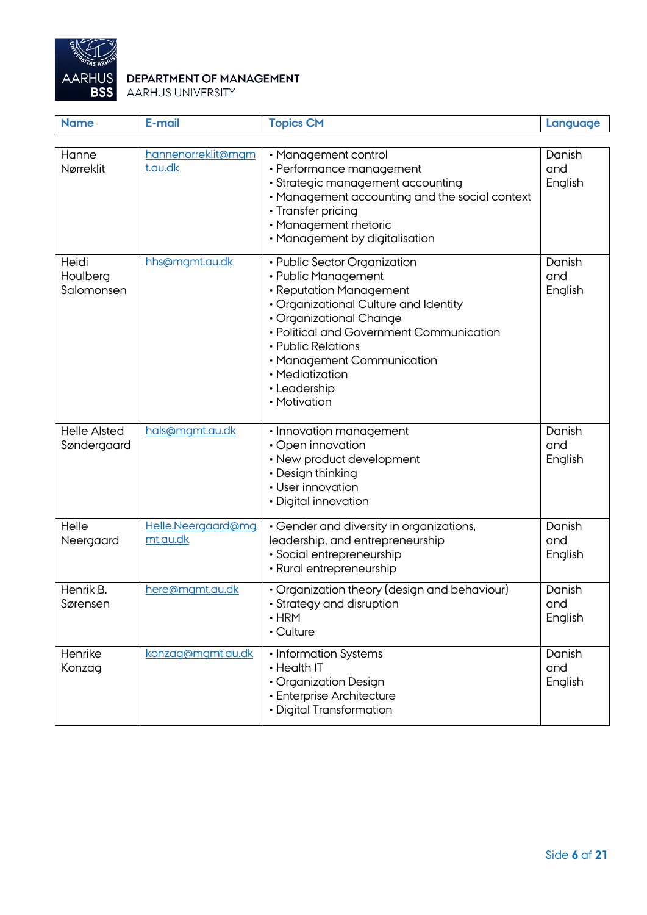DEPARTMENT OF MANAGEMENT
AARHUS UNIVERSITY

| Name | E-mail | Topics CM | Language |
|---|---|---|---|
| Hanne Nørreklit | hannenorreklit@mgmt.au.dk | • Management control<br>• Performance management<br>• Strategic management accounting<br>• Management accounting and the social context<br>• Transfer pricing<br>• Management rhetoric<br>• Management by digitalisation | Danish and English |
| Heidi Houlberg Salomonsen | hhs@mgmt.au.dk | • Public Sector Organization<br>• Public Management<br>• Reputation Management<br>• Organizational Culture and Identity<br>• Organizational Change<br>• Political and Government Communication<br>• Public Relations<br>• Management Communication<br>• Mediatization<br>• Leadership<br>• Motivation | Danish and English |
| Helle Alsted Søndergaard | hals@mgmt.au.dk | • Innovation management<br>• Open innovation<br>• New product development<br>• Design thinking<br>• User innovation<br>• Digital innovation | Danish and English |
| Helle Neergaard | Helle.Neergaard@mgmt.au.dk | • Gender and diversity in organizations, leadership, and entrepreneurship<br>• Social entrepreneurship<br>• Rural entrepreneurship | Danish and English |
| Henrik B. Sørensen | here@mgmt.au.dk | • Organization theory (design and behaviour)<br>• Strategy and disruption<br>• HRM<br>• Culture | Danish and English |
| Henrike Konzag | konzag@mgmt.au.dk | • Information Systems<br>• Health IT<br>• Organization Design<br>• Enterprise Architecture<br>• Digital Transformation | Danish and English |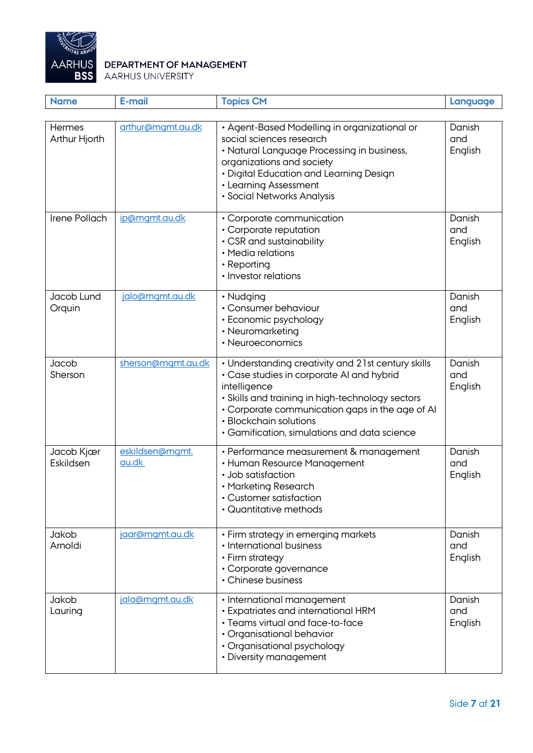DEPARTMENT OF MANAGEMENT
AARHUS UNIVERSITY

| Name | E-mail | Topics CM | Language |
|---|---|---|---|
| Hermes Arthur Hjorth | arthur@mgmt.au.dk | • Agent-Based Modelling in organizational or social sciences research<br>• Natural Language Processing in business, organizations and society<br>• Digital Education and Learning Design<br>• Learning Assessment<br>• Social Networks Analysis | Danish and English |
| Irene Pollach | ip@mgmt.au.dk | • Corporate communication<br>• Corporate reputation<br>• CSR and sustainability<br>• Media relations<br>• Reporting<br>• Investor relations | Danish and English |
| Jacob Lund Orquin | jalo@mgmt.au.dk | • Nudging<br>• Consumer behaviour<br>• Economic psychology<br>• Neuromarketing<br>• Neuroeconomics | Danish and English |
| Jacob Sherson | sherson@mgmt.au.dk | • Understanding creativity and 21st century skills<br>• Case studies in corporate AI and hybrid intelligence<br>• Skills and training in high-technology sectors<br>• Corporate communication gaps in the age of AI<br>• Blockchain solutions<br>• Gamification, simulations and data science | Danish and English |
| Jacob Kjær Eskildsen | eskildsen@mgmt.au.dk | • Performance measurement & management<br>• Human Resource Management<br>• Job satisfaction<br>• Marketing Research<br>• Customer satisfaction<br>• Quantitative methods | Danish and English |
| Jakob Arnoldi | jaar@mgmt.au.dk | • Firm strategy in emerging markets<br>• International business<br>• Firm strategy<br>• Corporate governance<br>• Chinese business | Danish and English |
| Jakob Lauring | jala@mgmt.au.dk | • International management<br>• Expatriates and international HRM<br>• Teams virtual and face-to-face<br>• Organisational behavior<br>• Organisational psychology<br>• Diversity management | Danish and English |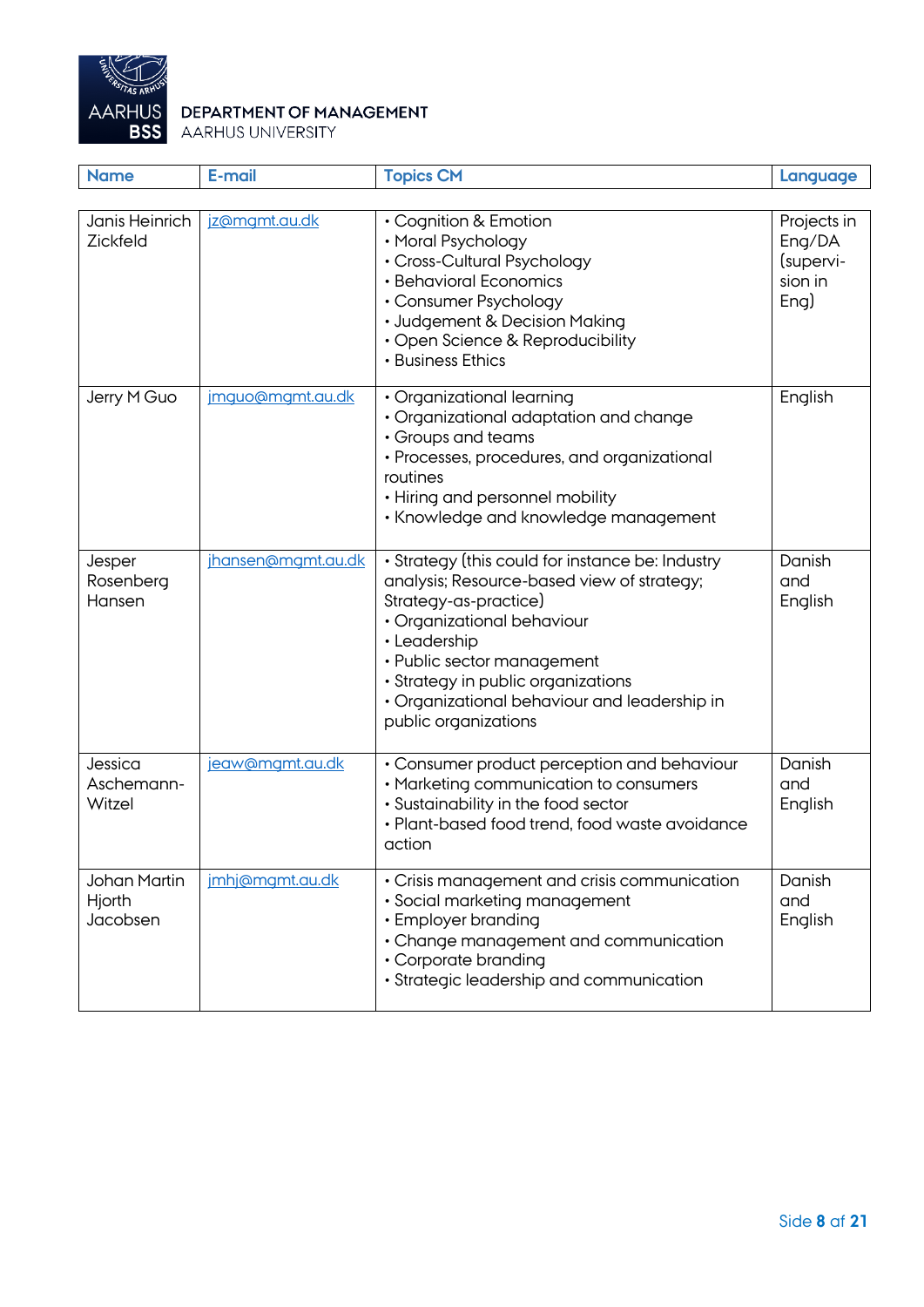DEPARTMENT OF MANAGEMENT
AARHUS UNIVERSITY

| Name | E-mail | Topics CM | Language |
|---|---|---|---|
| Janis Heinrich Zickfeld | jz@mgmt.au.dk | • Cognition & Emotion<br>• Moral Psychology<br>• Cross-Cultural Psychology<br>• Behavioral Economics<br>• Consumer Psychology<br>• Judgement & Decision Making<br>• Open Science & Reproducibility<br>• Business Ethics | Projects in Eng/DA (supervision in Eng) |
| Jerry M Guo | jmguo@mgmt.au.dk | • Organizational learning<br>• Organizational adaptation and change<br>• Groups and teams<br>• Processes, procedures, and organizational routines<br>• Hiring and personnel mobility<br>• Knowledge and knowledge management | English |
| Jesper Rosenberg Hansen | jhansen@mgmt.au.dk | • Strategy (this could for instance be: Industry analysis; Resource-based view of strategy; Strategy-as-practice)<br>• Organizational behaviour<br>• Leadership<br>• Public sector management<br>• Strategy in public organizations<br>• Organizational behaviour and leadership in public organizations | Danish and English |
| Jessica Aschemann-Witzel | jeaw@mgmt.au.dk | • Consumer product perception and behaviour<br>• Marketing communication to consumers<br>• Sustainability in the food sector<br>• Plant-based food trend, food waste avoidance action | Danish and English |
| Johan Martin Hjorth Jacobsen | jmhj@mgmt.au.dk | • Crisis management and crisis communication<br>• Social marketing management<br>• Employer branding<br>• Change management and communication<br>• Corporate branding<br>• Strategic leadership and communication | Danish and English |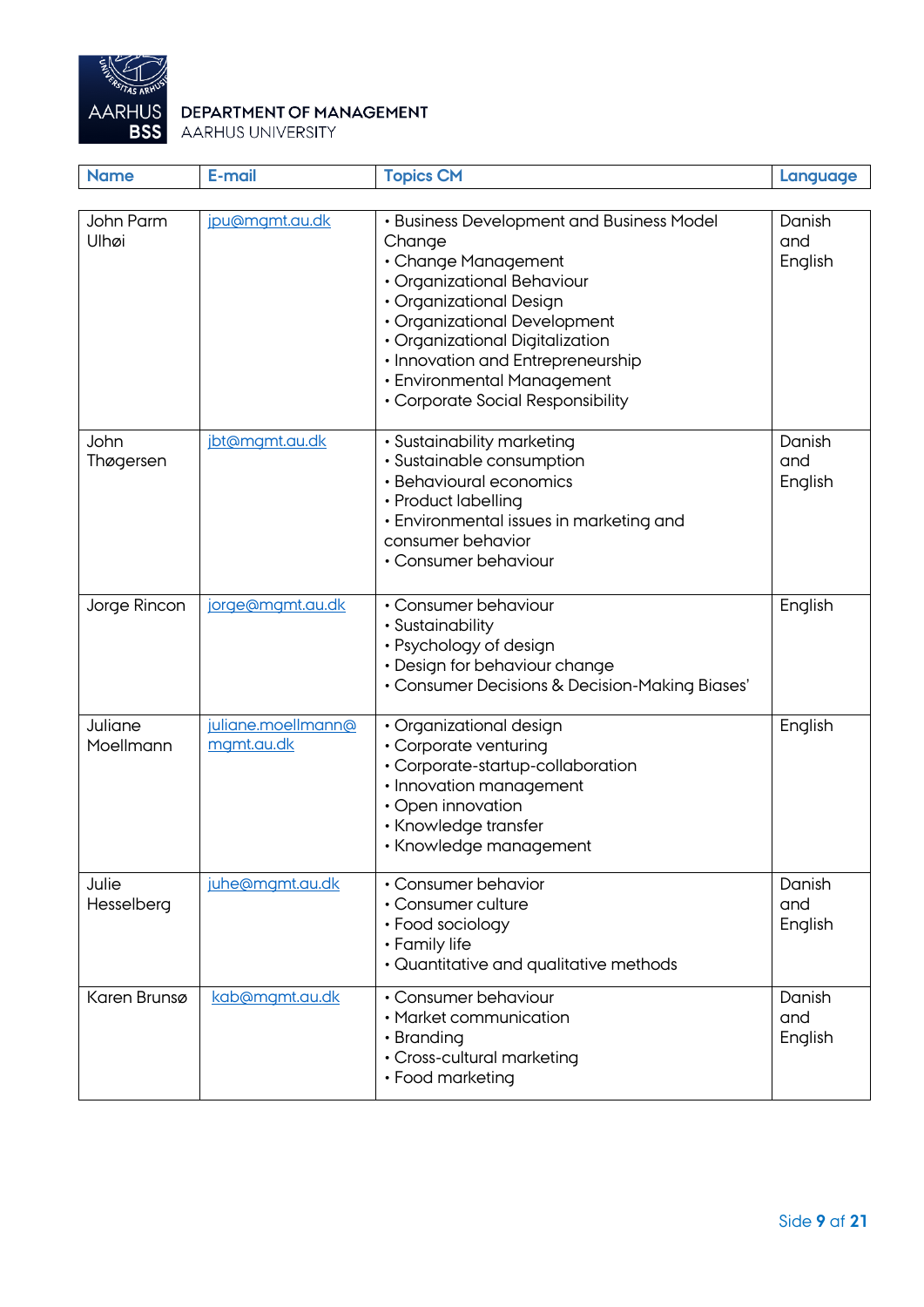DEPARTMENT OF MANAGEMENT
AARHUS UNIVERSITY

| Name | E-mail | Topics CM | Language |
|---|---|---|---|
| John Parm Ulhøi | jpu@mgmt.au.dk | • Business Development and Business Model Change<br>• Change Management<br>• Organizational Behaviour<br>• Organizational Design<br>• Organizational Development<br>• Organizational Digitalization<br>• Innovation and Entrepreneurship<br>• Environmental Management<br>• Corporate Social Responsibility | Danish and English |
| John Thøgersen | jbt@mgmt.au.dk | • Sustainability marketing<br>• Sustainable consumption<br>• Behavioural economics<br>• Product labelling<br>• Environmental issues in marketing and consumer behavior<br>• Consumer behaviour | Danish and English |
| Jorge Rincon | jorge@mgmt.au.dk | • Consumer behaviour<br>• Sustainability<br>• Psychology of design<br>• Design for behaviour change<br>• Consumer Decisions & Decision-Making Biases' | English |
| Juliane Moellmann | juliane.moellmann@mgmt.au.dk | • Organizational design<br>• Corporate venturing<br>• Corporate-startup-collaboration<br>• Innovation management<br>• Open innovation<br>• Knowledge transfer<br>• Knowledge management | English |
| Julie Hesselberg | juhe@mgmt.au.dk | • Consumer behavior<br>• Consumer culture<br>• Food sociology<br>• Family life<br>• Quantitative and qualitative methods | Danish and English |
| Karen Brunsø | kab@mgmt.au.dk | • Consumer behaviour<br>• Market communication<br>• Branding<br>• Cross-cultural marketing<br>• Food marketing | Danish and English |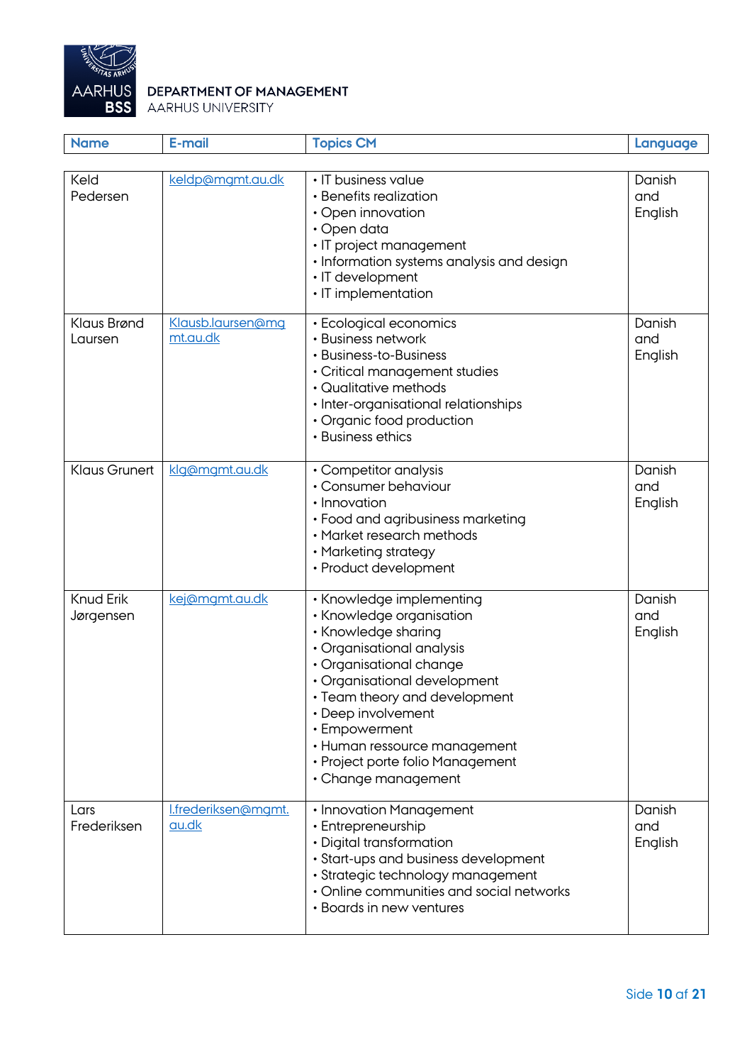DEPARTMENT OF MANAGEMENT
AARHUS UNIVERSITY

| Name | E-mail | Topics CM | Language |
|---|---|---|---|
| Keld Pedersen | keldp@mgmt.au.dk | • IT business value<br>• Benefits realization<br>• Open innovation<br>• Open data<br>• IT project management<br>• Information systems analysis and design<br>• IT development<br>• IT implementation | Danish and English |
| Klaus Brønd Laursen | Klausb.laursen@mgmt.au.dk | • Ecological economics<br>• Business network<br>• Business-to-Business<br>• Critical management studies<br>• Qualitative methods<br>• Inter-organisational relationships<br>• Organic food production<br>• Business ethics | Danish and English |
| Klaus Grunert | klg@mgmt.au.dk | • Competitor analysis<br>• Consumer behaviour<br>• Innovation<br>• Food and agribusiness marketing<br>• Market research methods<br>• Marketing strategy<br>• Product development | Danish and English |
| Knud Erik Jørgensen | kej@mgmt.au.dk | • Knowledge implementing<br>• Knowledge organisation<br>• Knowledge sharing<br>• Organisational analysis<br>• Organisational change<br>• Organisational development<br>• Team theory and development<br>• Deep involvement<br>• Empowerment<br>• Human ressource management<br>• Project porte folio Management<br>• Change management | Danish and English |
| Lars Frederiksen | l.frederiksen@mgmt.au.dk | • Innovation Management<br>• Entrepreneurship<br>• Digital transformation<br>• Start-ups and business development<br>• Strategic technology management<br>• Online communities and social networks<br>• Boards in new ventures | Danish and English |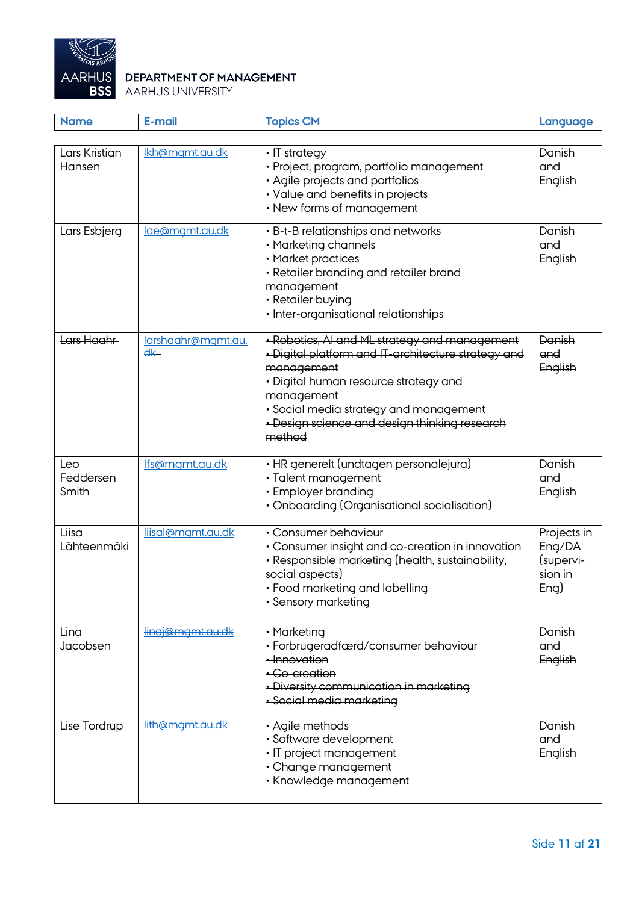DEPARTMENT OF MANAGEMENT
AARHUS UNIVERSITY

| Name | E-mail | Topics CM | Language |
|---|---|---|---|
| Lars Kristian Hansen | lkh@mgmt.au.dk | • IT strategy<br>• Project, program, portfolio management<br>• Agile projects and portfolios<br>• Value and benefits in projects<br>• New forms of management | Danish and English |
| Lars Esbjerg | lae@mgmt.au.dk | • B-t-B relationships and networks<br>• Marketing channels<br>• Market practices<br>• Retailer branding and retailer brand management<br>• Retailer buying<br>• Inter-organisational relationships | Danish and English |
| ~~Lars Haahr~~ | ~~larshaahr@mgmt.au.dk~~ | ~~• Robotics, AI and ML strategy and management~~<br>~~• Digital platform and IT-architecture strategy and management~~<br>~~• Digital human resource strategy and management~~<br>~~• Social media strategy and management~~<br>~~• Design science and design thinking research method~~ | ~~Danish and English~~ |
| Leo Feddersen Smith | lfs@mgmt.au.dk | • HR generelt (undtagen personalejura)<br>• Talent management<br>• Employer branding<br>• Onboarding (Organisational socialisation) | Danish and English |
| Liisa Lähteenmäki | liisal@mgmt.au.dk | • Consumer behaviour<br>• Consumer insight and co-creation in innovation<br>• Responsible marketing (health, sustainability, social aspects)<br>• Food marketing and labelling<br>• Sensory marketing | Projects in Eng/DA (supervision in Eng) |
| ~~Lina Jacobsen~~ | ~~linaj@mgmt.au.dk~~ | ~~• Marketing~~<br>~~• Forbrugeradfærd/consumer behaviour~~<br>~~• Innovation~~<br>~~• Co-creation~~<br>~~• Diversity communication in marketing~~<br>~~• Social media marketing~~ | ~~Danish and English~~ |
| Lise Tordrup | lith@mgmt.au.dk | • Agile methods<br>• Software development<br>• IT project management<br>• Change management<br>• Knowledge management | Danish and English |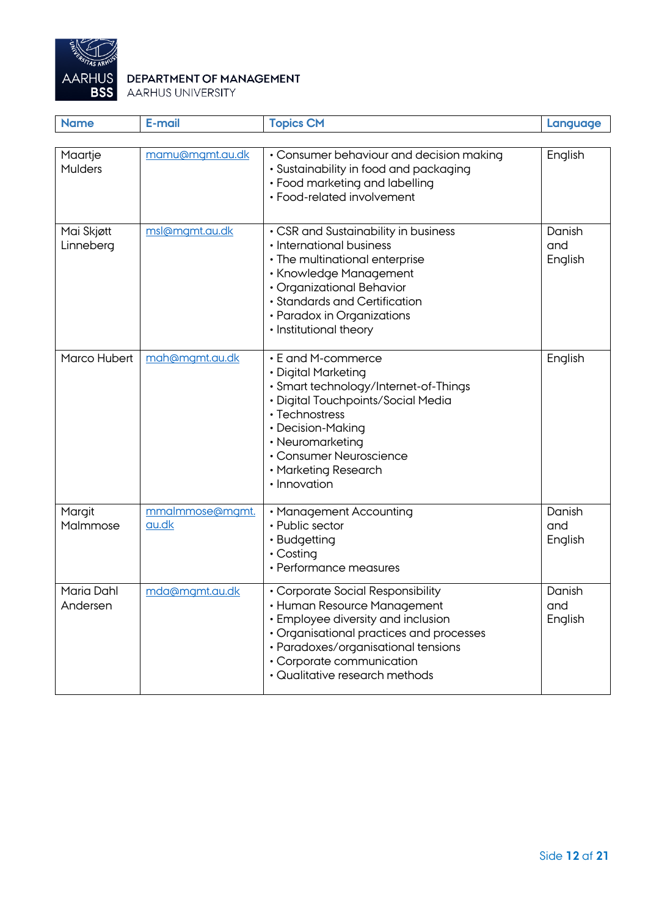| Name | E-mail | Topics CM | Language |
|---|---|---|---|
| Maartje Mulders | mamu@mgmt.au.dk | • Consumer behaviour and decision making<br>• Sustainability in food and packaging<br>• Food marketing and labelling<br>• Food-related involvement | English |
| Mai Skjøtt Linneberg | msl@mgmt.au.dk | • CSR and Sustainability in business<br>• International business<br>• The multinational enterprise<br>• Knowledge Management<br>• Organizational Behavior<br>• Standards and Certification<br>• Paradox in Organizations<br>• Institutional theory | Danish and English |
| Marco Hubert | mah@mgmt.au.dk | • E and M-commerce<br>• Digital Marketing<br>• Smart technology/Internet-of-Things<br>• Digital Touchpoints/Social Media<br>• Technostress<br>• Decision-Making<br>• Neuromarketing<br>• Consumer Neuroscience<br>• Marketing Research<br>• Innovation | English |
| Margit Malmmose | mmalmmose@mgmt.au.dk | • Management Accounting<br>• Public sector<br>• Budgetting<br>• Costing<br>• Performance measures | Danish and English |
| Maria Dahl Andersen | mda@mgmt.au.dk | • Corporate Social Responsibility<br>• Human Resource Management<br>• Employee diversity and inclusion<br>• Organisational practices and processes<br>• Paradoxes/organisational tensions<br>• Corporate communication<br>• Qualitative research methods | Danish and English |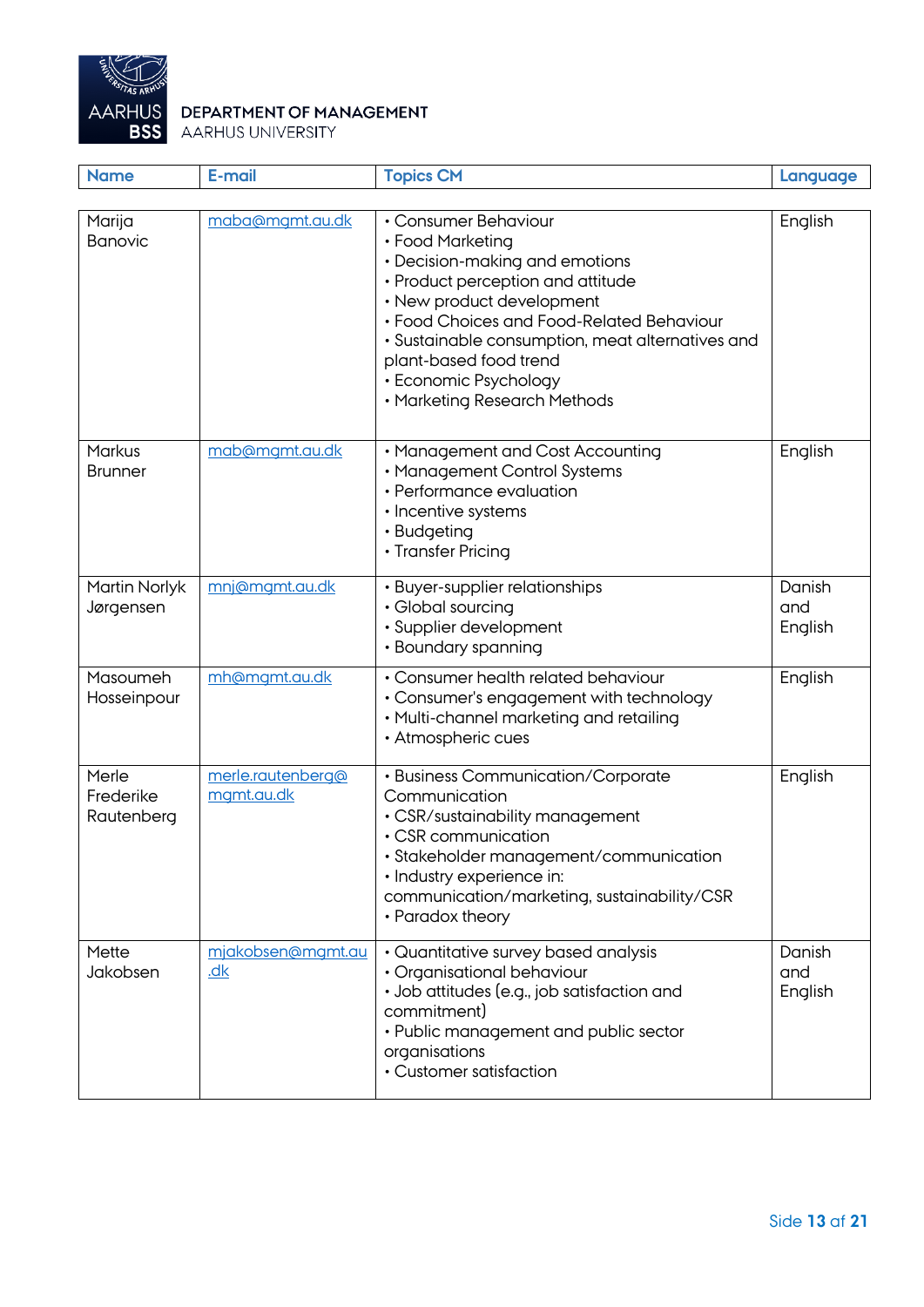DEPARTMENT OF MANAGEMENT
AARHUS UNIVERSITY

| Name | E-mail | Topics CM | Language |
|---|---|---|---|
| Marija Banovic | maba@mgmt.au.dk | • Consumer Behaviour<br>• Food Marketing<br>• Decision-making and emotions<br>• Product perception and attitude<br>• New product development<br>• Food Choices and Food-Related Behaviour<br>• Sustainable consumption, meat alternatives and plant-based food trend<br>• Economic Psychology<br>• Marketing Research Methods | English |
| Markus Brunner | mab@mgmt.au.dk | • Management and Cost Accounting<br>• Management Control Systems<br>• Performance evaluation<br>• Incentive systems<br>• Budgeting<br>• Transfer Pricing | English |
| Martin Norlyk Jørgensen | mnj@mgmt.au.dk | • Buyer-supplier relationships<br>• Global sourcing<br>• Supplier development<br>• Boundary spanning | Danish and English |
| Masoumeh Hosseinpour | mh@mgmt.au.dk | • Consumer health related behaviour<br>• Consumer's engagement with technology<br>• Multi-channel marketing and retailing<br>• Atmospheric cues | English |
| Merle Frederike Rautenberg | merle.rautenberg@mgmt.au.dk | • Business Communication/Corporate Communication<br>• CSR/sustainability management<br>• CSR communication<br>• Stakeholder management/communication<br>• Industry experience in: communication/marketing, sustainability/CSR<br>• Paradox theory | English |
| Mette Jakobsen | mjakobsen@mgmt.au.dk | • Quantitative survey based analysis<br>• Organisational behaviour<br>• Job attitudes (e.g., job satisfaction and commitment)<br>• Public management and public sector organisations<br>• Customer satisfaction | Danish and English |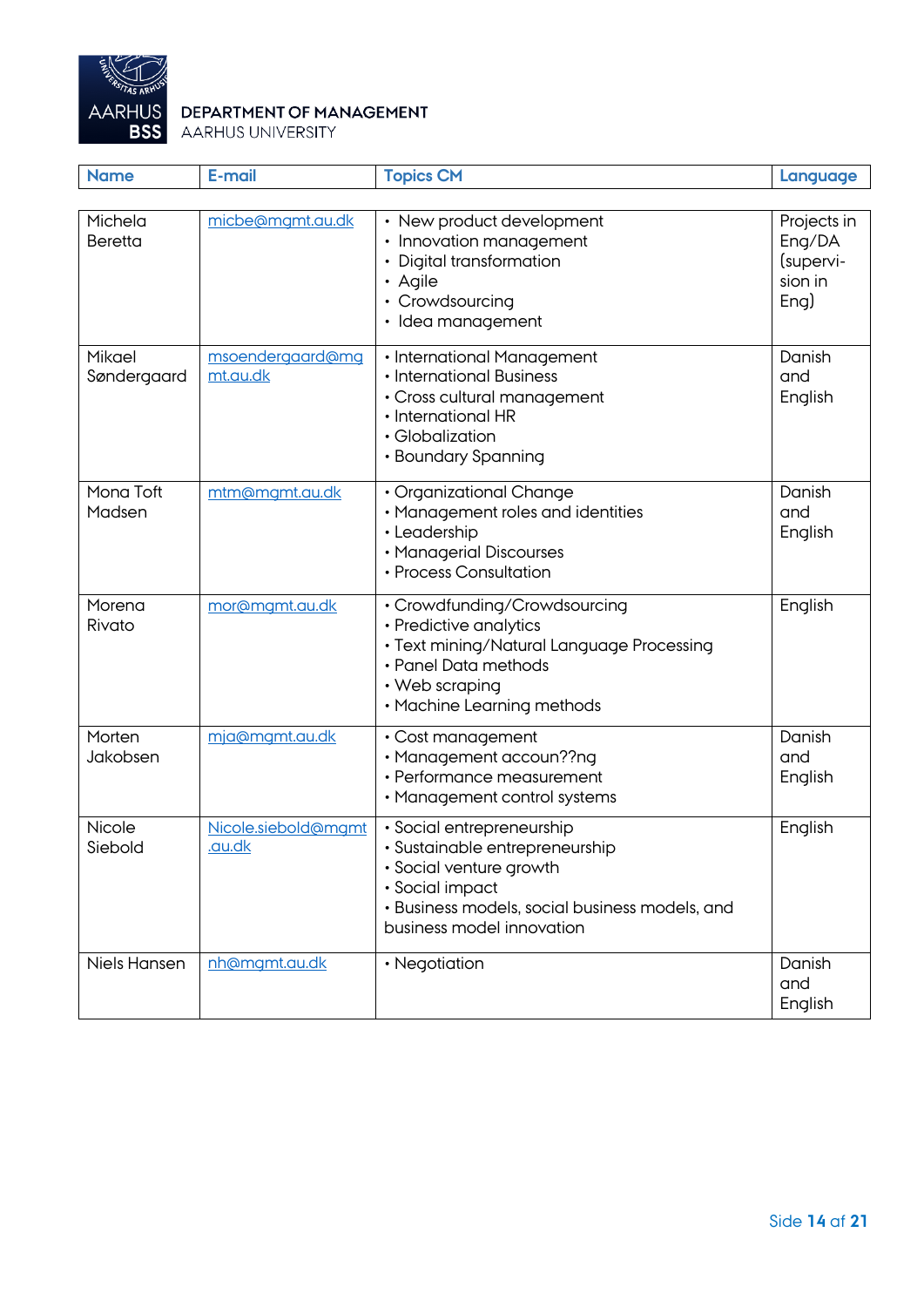**DEPARTMENT OF MANAGEMENT**
AARHUS UNIVERSITY

| Name | E-mail | Topics CM | Language |
|---|---|---|---|
| Michela Beretta | micbe@mgmt.au.dk | • New product development<br>• Innovation management<br>• Digital transformation<br>• Agile<br>• Crowdsourcing<br>• Idea management | Projects in Eng/DA (supervision in Eng) |
| Mikael Søndergaard | msoendergaard@mgmt.au.dk | • International Management<br>• International Business<br>• Cross cultural management<br>• International HR<br>• Globalization<br>• Boundary Spanning | Danish and English |
| Mona Toft Madsen | mtm@mgmt.au.dk | • Organizational Change<br>• Management roles and identities<br>• Leadership<br>• Managerial Discourses<br>• Process Consultation | Danish and English |
| Morena Rivato | mor@mgmt.au.dk | • Crowdfunding/Crowdsourcing<br>• Predictive analytics<br>• Text mining/Natural Language Processing<br>• Panel Data methods<br>• Web scraping<br>• Machine Learning methods | English |
| Morten Jakobsen | mja@mgmt.au.dk | • Cost management<br>• Management accoun??ng<br>• Performance measurement<br>• Management control systems | Danish and English |
| Nicole Siebold | Nicole.siebold@mgmt.au.dk | • Social entrepreneurship<br>• Sustainable entrepreneurship<br>• Social venture growth<br>• Social impact<br>• Business models, social business models, and business model innovation | English |
| Niels Hansen | nh@mgmt.au.dk | • Negotiation | Danish and English |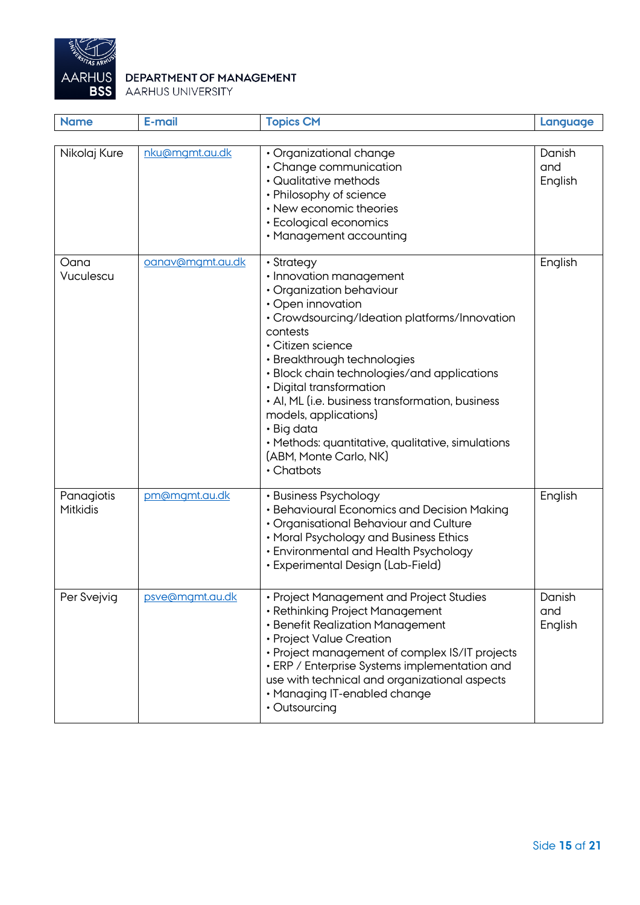DEPARTMENT OF MANAGEMENT
AARHUS UNIVERSITY

| Name | E-mail | Topics CM | Language |
|---|---|---|---|
| Nikolaj Kure | nku@mgmt.au.dk | • Organizational change<br>• Change communication<br>• Qualitative methods<br>• Philosophy of science<br>• New economic theories<br>• Ecological economics<br>• Management accounting | Danish and English |
| Oana Vuculescu | oanav@mgmt.au.dk | • Strategy<br>• Innovation management<br>• Organization behaviour<br>• Open innovation<br>• Crowdsourcing/Ideation platforms/Innovation contests<br>• Citizen science<br>• Breakthrough technologies<br>• Block chain technologies/and applications<br>• Digital transformation<br>• AI, ML (i.e. business transformation, business models, applications)<br>• Big data<br>• Methods: quantitative, qualitative, simulations (ABM, Monte Carlo, NK)<br>• Chatbots | English |
| Panagiotis Mitkidis | pm@mgmt.au.dk | • Business Psychology<br>• Behavioural Economics and Decision Making<br>• Organisational Behaviour and Culture<br>• Moral Psychology and Business Ethics<br>• Environmental and Health Psychology<br>• Experimental Design (Lab-Field) | English |
| Per Svejvig | psve@mgmt.au.dk | • Project Management and Project Studies<br>• Rethinking Project Management<br>• Benefit Realization Management<br>• Project Value Creation<br>• Project management of complex IS/IT projects<br>• ERP / Enterprise Systems implementation and use with technical and organizational aspects<br>• Managing IT-enabled change<br>• Outsourcing | Danish and English |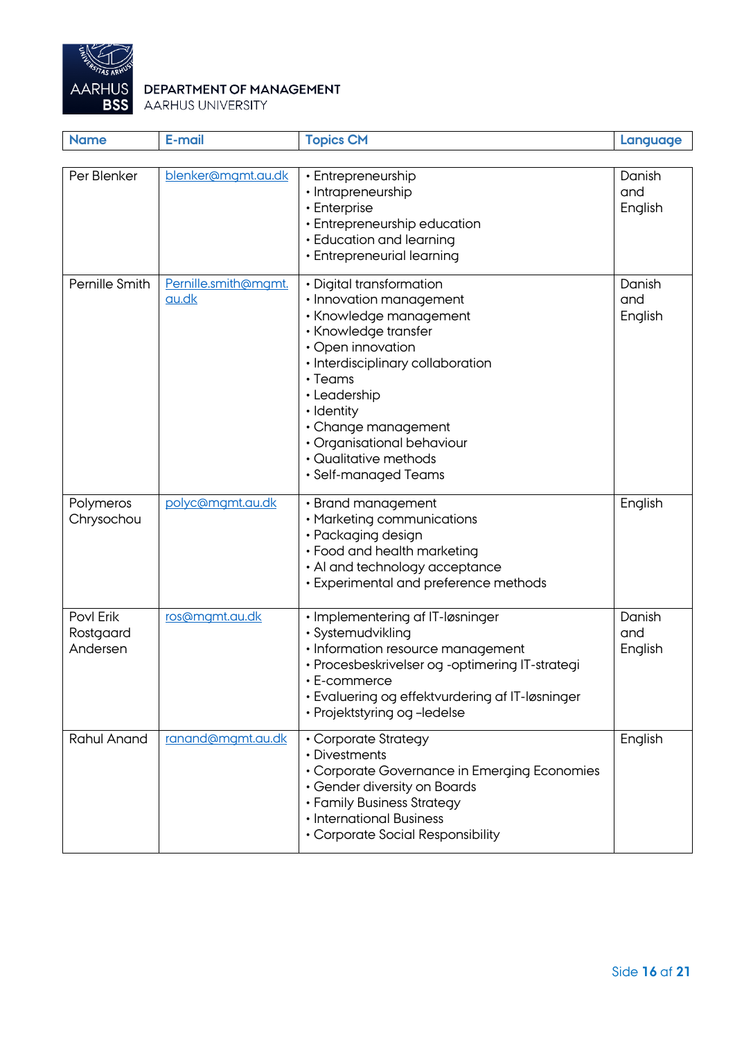**DEPARTMENT OF MANAGEMENT**
AARHUS UNIVERSITY

| Name | E-mail | Topics CM | Language |
|---|---|---|---|
| Per Blenker | blenker@mgmt.au.dk | • Entrepreneurship<br>• Intrapreneurship<br>• Enterprise<br>• Entrepreneurship education<br>• Education and learning<br>• Entrepreneurial learning | Danish and English |
| Pernille Smith | Pernille.smith@mgmt.au.dk | • Digital transformation<br>• Innovation management<br>• Knowledge management<br>• Knowledge transfer<br>• Open innovation<br>• Interdisciplinary collaboration<br>• Teams<br>• Leadership<br>• Identity<br>• Change management<br>• Organisational behaviour<br>• Qualitative methods<br>• Self-managed Teams | Danish and English |
| Polymeros Chrysochou | polyc@mgmt.au.dk | • Brand management<br>• Marketing communications<br>• Packaging design<br>• Food and health marketing<br>• AI and technology acceptance<br>• Experimental and preference methods | English |
| Povl Erik Rostgaard Andersen | ros@mgmt.au.dk | • Implementering af IT-løsninger<br>• Systemudvikling<br>• Information resource management<br>• Procesbeskrivelser og -optimering IT-strategi<br>• E-commerce<br>• Evaluering og effektvurdering af IT-løsninger<br>• Projektstyring og –ledelse | Danish and English |
| Rahul Anand | ranand@mgmt.au.dk | • Corporate Strategy<br>• Divestments<br>• Corporate Governance in Emerging Economies<br>• Gender diversity on Boards<br>• Family Business Strategy<br>• International Business<br>• Corporate Social Responsibility | English |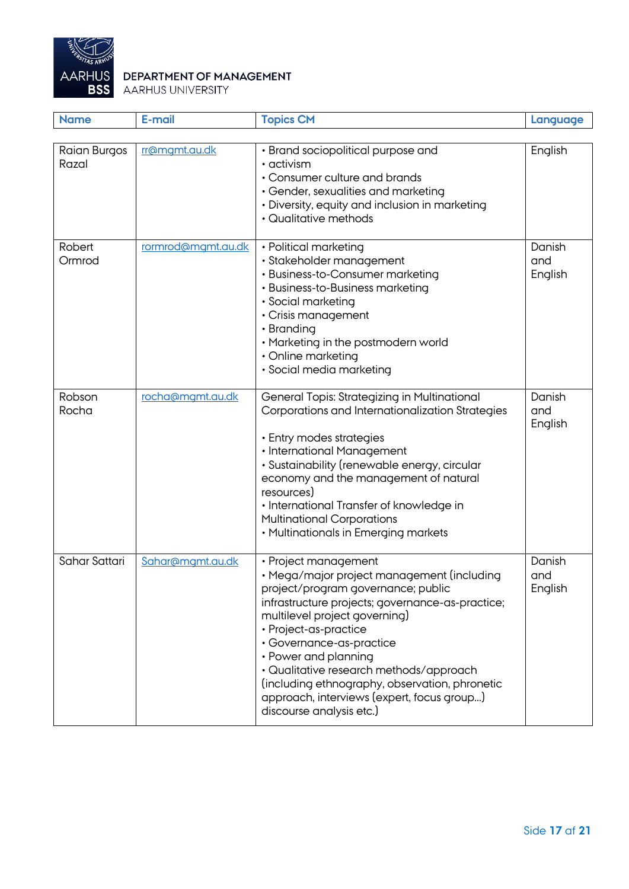DEPARTMENT OF MANAGEMENT
AARHUS UNIVERSITY

| Name | E-mail | Topics CM | Language |
|---|---|---|---|
| Raian Burgos Razal | rr@mgmt.au.dk | • Brand sociopolitical purpose and<br>• activism<br>• Consumer culture and brands<br>• Gender, sexualities and marketing<br>• Diversity, equity and inclusion in marketing<br>• Qualitative methods | English |
| Robert Ormrod | rormrod@mgmt.au.dk | • Political marketing<br>• Stakeholder management<br>• Business-to-Consumer marketing<br>• Business-to-Business marketing<br>• Social marketing<br>• Crisis management<br>• Branding<br>• Marketing in the postmodern world<br>• Online marketing<br>• Social media marketing | Danish and English |
| Robson Rocha | rocha@mgmt.au.dk | General Topis: Strategizing in Multinational Corporations and Internationalization Strategies<br><br>• Entry modes strategies<br>• International Management<br>• Sustainability (renewable energy, circular economy and the management of natural resources)<br>• International Transfer of knowledge in Multinational Corporations<br>• Multinationals in Emerging markets | Danish and English |
| Sahar Sattari | Sahar@mgmt.au.dk | • Project management<br>• Mega/major project management (including project/program governance; public infrastructure projects; governance-as-practice; multilevel project governing)<br>• Project-as-practice<br>• Governance-as-practice<br>• Power and planning<br>• Qualitative research methods/approach (including ethnography, observation, phronetic approach, interviews (expert, focus group...) discourse analysis etc.) | Danish and English |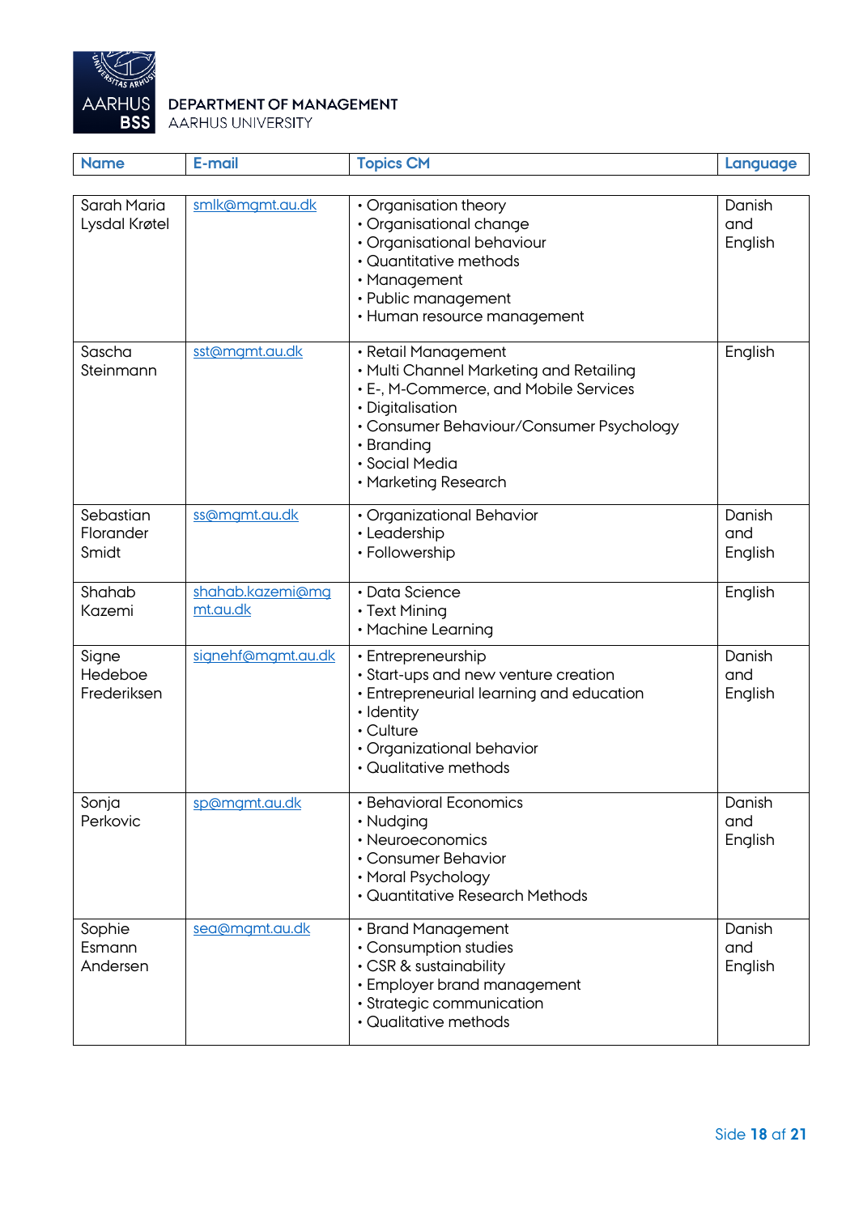DEPARTMENT OF MANAGEMENT
AARHUS UNIVERSITY

| Name | E-mail | Topics CM | Language |
|---|---|---|---|
| Sarah Maria Lysdal Krøtel | smlk@mgmt.au.dk | • Organisation theory<br>• Organisational change<br>• Organisational behaviour<br>• Quantitative methods<br>• Management<br>• Public management<br>• Human resource management | Danish and English |
| Sascha Steinmann | sst@mgmt.au.dk | • Retail Management<br>• Multi Channel Marketing and Retailing<br>• E-, M-Commerce, and Mobile Services<br>• Digitalisation<br>• Consumer Behaviour/Consumer Psychology<br>• Branding<br>• Social Media<br>• Marketing Research | English |
| Sebastian Florander Smidt | ss@mgmt.au.dk | • Organizational Behavior<br>• Leadership<br>• Followership | Danish and English |
| Shahab Kazemi | shahab.kazemi@mgmt.au.dk | • Data Science<br>• Text Mining<br>• Machine Learning | English |
| Signe Hedeboe Frederiksen | signehf@mgmt.au.dk | • Entrepreneurship<br>• Start-ups and new venture creation<br>• Entrepreneurial learning and education<br>• Identity<br>• Culture<br>• Organizational behavior<br>• Qualitative methods | Danish and English |
| Sonja Perkovic | sp@mgmt.au.dk | • Behavioral Economics<br>• Nudging<br>• Neuroeconomics<br>• Consumer Behavior<br>• Moral Psychology<br>• Quantitative Research Methods | Danish and English |
| Sophie Esmann Andersen | sea@mgmt.au.dk | • Brand Management<br>• Consumption studies<br>• CSR & sustainability<br>• Employer brand management<br>• Strategic communication<br>• Qualitative methods | Danish and English |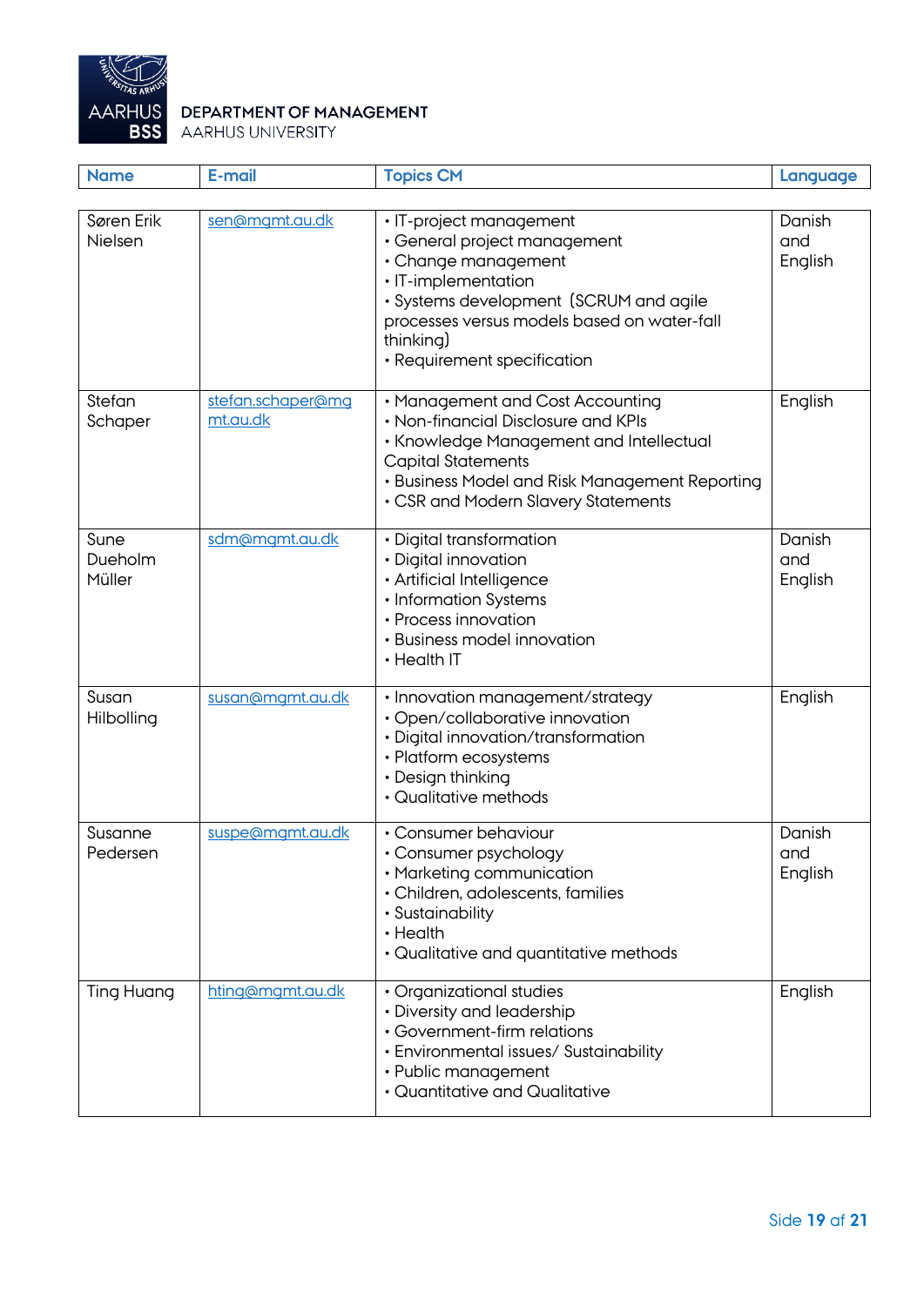DEPARTMENT OF MANAGEMENT
AARHUS UNIVERSITY

| Name | E-mail | Topics CM | Language |
|---|---|---|---|
| Søren Erik Nielsen | sen@mgmt.au.dk | • IT-project management<br>• General project management<br>• Change management<br>• IT-implementation<br>• Systems development (SCRUM and agile processes versus models based on water-fall thinking)<br>• Requirement specification | Danish and English |
| Stefan Schaper | stefan.schaper@mgmt.au.dk | • Management and Cost Accounting<br>• Non-financial Disclosure and KPIs<br>• Knowledge Management and Intellectual Capital Statements<br>• Business Model and Risk Management Reporting<br>• CSR and Modern Slavery Statements | English |
| Sune Dueholm Müller | sdm@mgmt.au.dk | • Digital transformation<br>• Digital innovation<br>• Artificial Intelligence<br>• Information Systems<br>• Process innovation<br>• Business model innovation<br>• Health IT | Danish and English |
| Susan Hilbolling | susan@mgmt.au.dk | • Innovation management/strategy<br>• Open/collaborative innovation<br>• Digital innovation/transformation<br>• Platform ecosystems<br>• Design thinking<br>• Qualitative methods | English |
| Susanne Pedersen | suspe@mgmt.au.dk | • Consumer behaviour<br>• Consumer psychology<br>• Marketing communication<br>• Children, adolescents, families<br>• Sustainability<br>• Health<br>• Qualitative and quantitative methods | Danish and English |
| Ting Huang | hting@mgmt.au.dk | • Organizational studies<br>• Diversity and leadership<br>• Government-firm relations<br>• Environmental issues/ Sustainability<br>• Public management<br>• Quantitative and Qualitative | English |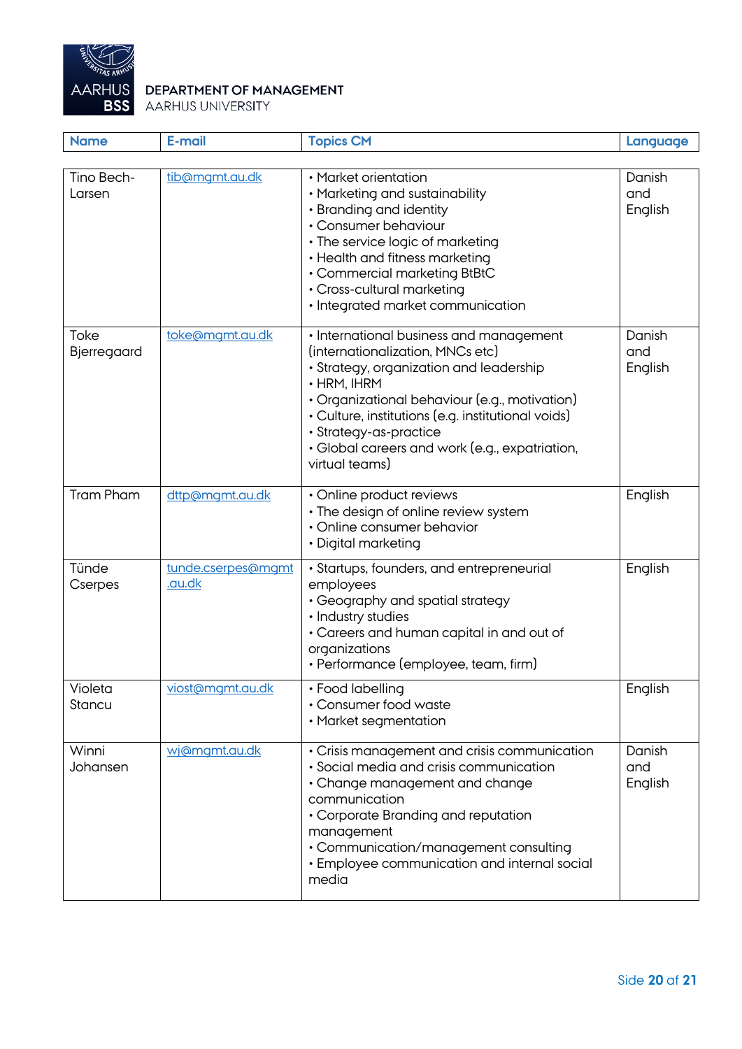DEPARTMENT OF MANAGEMENT
AARHUS UNIVERSITY

| Name | E-mail | Topics CM | Language |
|---|---|---|---|
| Tino Bech-Larsen | tib@mgmt.au.dk | • Market orientation<br>• Marketing and sustainability<br>• Branding and identity<br>• Consumer behaviour<br>• The service logic of marketing<br>• Health and fitness marketing<br>• Commercial marketing BtBtC<br>• Cross-cultural marketing<br>• Integrated market communication | Danish and English |
| Toke Bjerregaard | toke@mgmt.au.dk | • International business and management (internationalization, MNCs etc)<br>• Strategy, organization and leadership<br>• HRM, IHRM<br>• Organizational behaviour (e.g., motivation)<br>• Culture, institutions (e.g. institutional voids)<br>• Strategy-as-practice<br>• Global careers and work (e.g., expatriation, virtual teams) | Danish and English |
| Tram Pham | dttp@mgmt.au.dk | • Online product reviews<br>• The design of online review system<br>• Online consumer behavior<br>• Digital marketing | English |
| Tünde Cserpes | tunde.cserpes@mgmt.au.dk | • Startups, founders, and entrepreneurial employees<br>• Geography and spatial strategy<br>• Industry studies<br>• Careers and human capital in and out of organizations<br>• Performance (employee, team, firm) | English |
| Violeta Stancu | viost@mgmt.au.dk | • Food labelling<br>• Consumer food waste<br>• Market segmentation | English |
| Winni Johansen | wj@mgmt.au.dk | • Crisis management and crisis communication<br>• Social media and crisis communication<br>• Change management and change communication<br>• Corporate Branding and reputation management<br>• Communication/management consulting<br>• Employee communication and internal social media | Danish and English |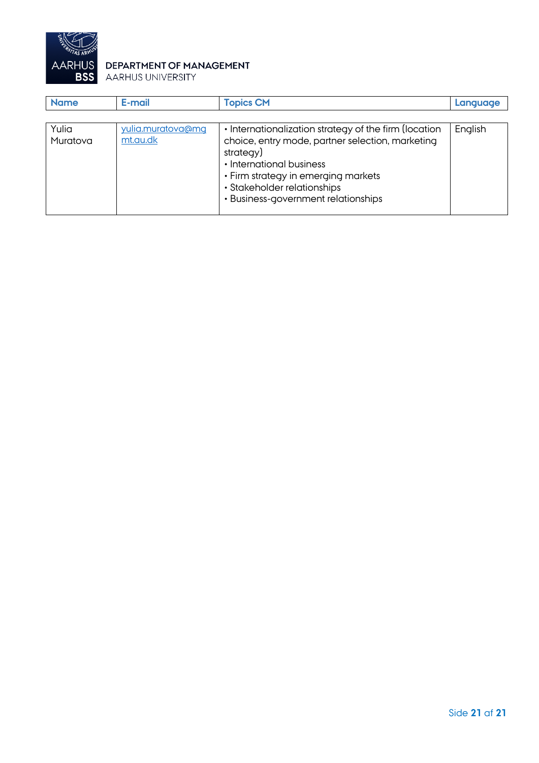DEPARTMENT OF MANAGEMENT
AARHUS UNIVERSITY

| Name | E-mail | Topics CM | Language |
|---|---|---|---|
| Yulia Muratova | yulia.muratova@mgmt.au.dk | • Internationalization strategy of the firm (location choice, entry mode, partner selection, marketing strategy)<br>• International business<br>• Firm strategy in emerging markets<br>• Stakeholder relationships<br>• Business-government relationships | English |